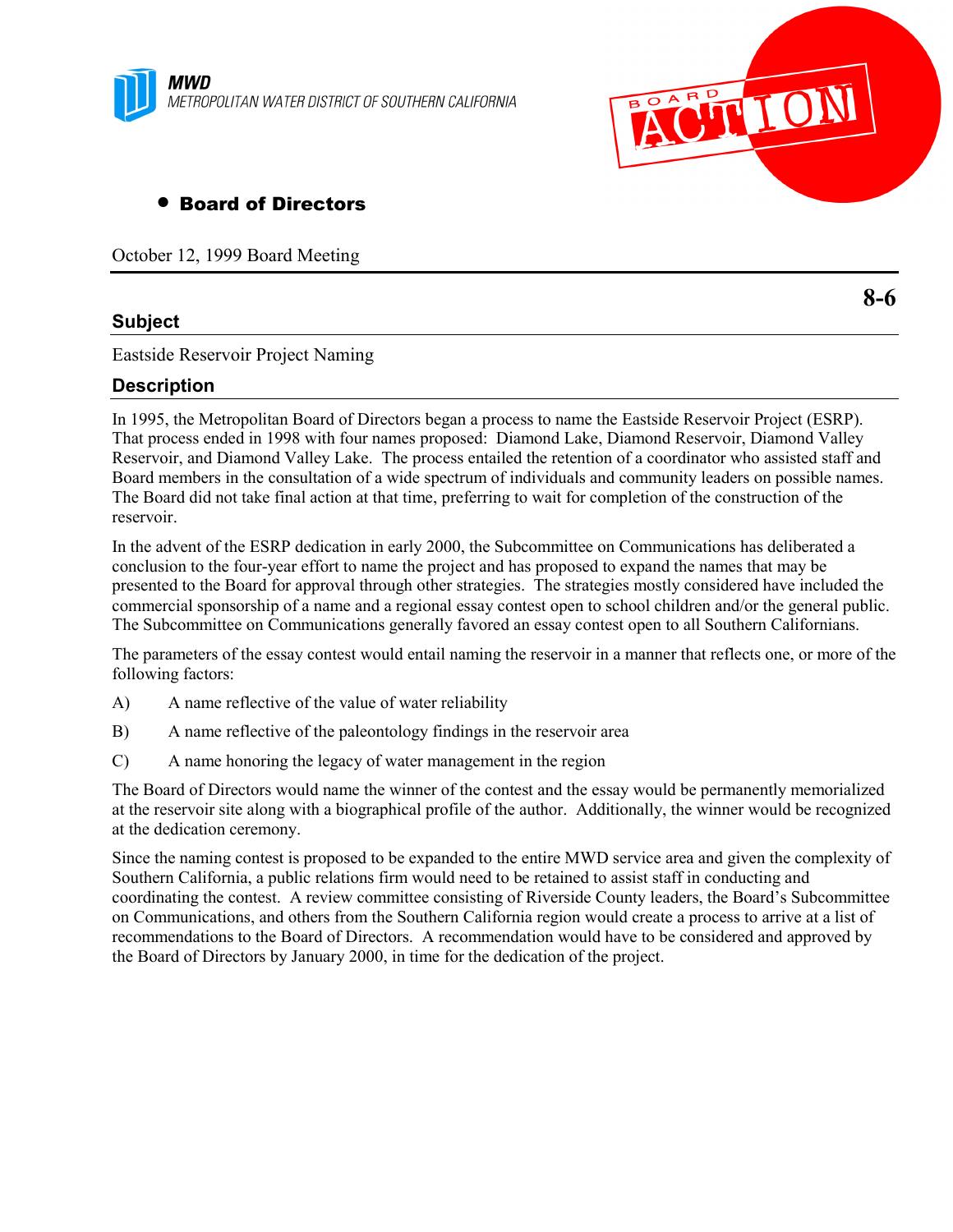**MWD**
METROPOLITAN WATER DISTRICT OF SOUTHERN CALIFORNIA

BOARD ACTION

- **Board of Directors**

October 12, 1999 Board Meeting

**8-6**

## Subject

Eastside Reservoir Project Naming

## Description

In 1995, the Metropolitan Board of Directors began a process to name the Eastside Reservoir Project (ESRP). That process ended in 1998 with four names proposed: Diamond Lake, Diamond Reservoir, Diamond Valley Reservoir, and Diamond Valley Lake. The process entailed the retention of a coordinator who assisted staff and Board members in the consultation of a wide spectrum of individuals and community leaders on possible names. The Board did not take final action at that time, preferring to wait for completion of the construction of the reservoir.

In the advent of the ESRP dedication in early 2000, the Subcommittee on Communications has deliberated a conclusion to the four-year effort to name the project and has proposed to expand the names that may be presented to the Board for approval through other strategies. The strategies mostly considered have included the commercial sponsorship of a name and a regional essay contest open to school children and/or the general public. The Subcommittee on Communications generally favored an essay contest open to all Southern Californians.

The parameters of the essay contest would entail naming the reservoir in a manner that reflects one, or more of the following factors:

A) A name reflective of the value of water reliability

B) A name reflective of the paleontology findings in the reservoir area

C) A name honoring the legacy of water management in the region

The Board of Directors would name the winner of the contest and the essay would be permanently memorialized at the reservoir site along with a biographical profile of the author. Additionally, the winner would be recognized at the dedication ceremony.

Since the naming contest is proposed to be expanded to the entire MWD service area and given the complexity of Southern California, a public relations firm would need to be retained to assist staff in conducting and coordinating the contest. A review committee consisting of Riverside County leaders, the Board's Subcommittee on Communications, and others from the Southern California region would create a process to arrive at a list of recommendations to the Board of Directors. A recommendation would have to be considered and approved by the Board of Directors by January 2000, in time for the dedication of the project.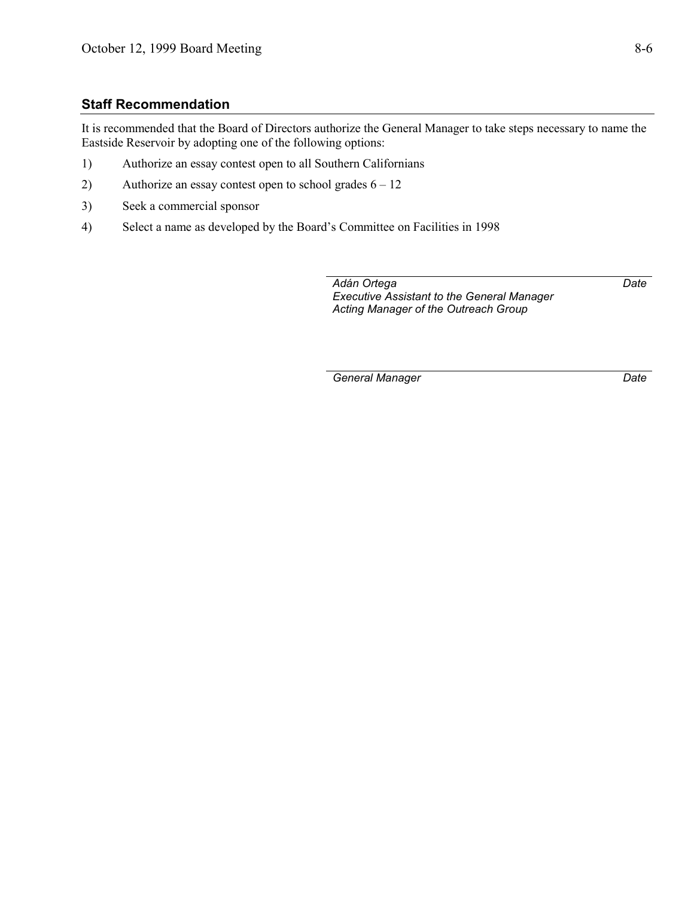## Staff Recommendation

It is recommended that the Board of Directors authorize the General Manager to take steps necessary to name the Eastside Reservoir by adopting one of the following options:

1) Authorize an essay contest open to all Southern Californians
2) Authorize an essay contest open to school grades 6 – 12
3) Seek a commercial sponsor
4) Select a name as developed by the Board's Committee on Facilities in 1998

*Adán Ortega* *Date*
*Executive Assistant to the General Manager*
*Acting Manager of the Outreach Group*

*General Manager* *Date*